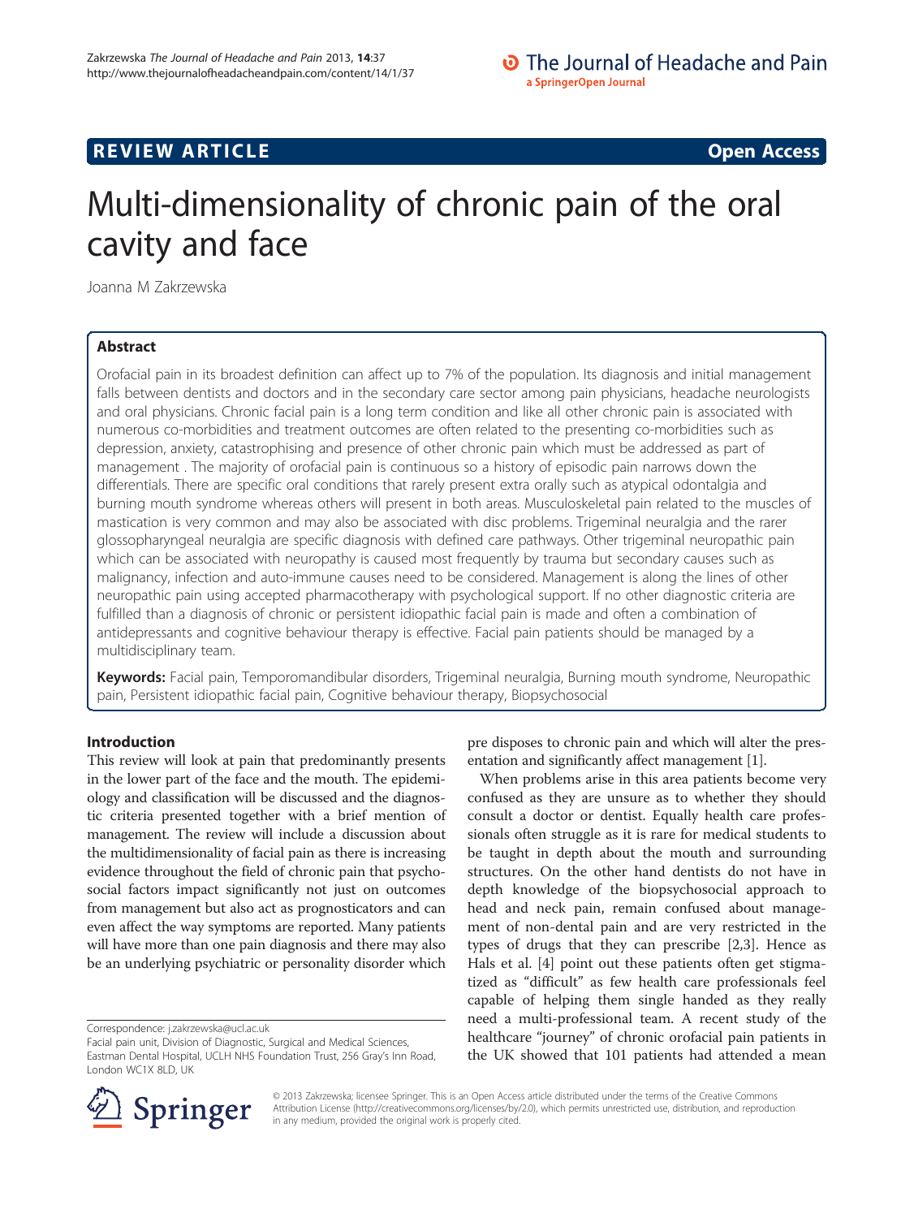REVIEW ARTICLE

Open Access

# Multi-dimensionality of chronic pain of the oral cavity and face

Joanna M Zakrzewska

## Abstract

Orofacial pain in its broadest definition can affect up to 7% of the population. Its diagnosis and initial management falls between dentists and doctors and in the secondary care sector among pain physicians, headache neurologists and oral physicians. Chronic facial pain is a long term condition and like all other chronic pain is associated with numerous co-morbidities and treatment outcomes are often related to the presenting co-morbidities such as depression, anxiety, catastrophising and presence of other chronic pain which must be addressed as part of management . The majority of orofacial pain is continuous so a history of episodic pain narrows down the differentials. There are specific oral conditions that rarely present extra orally such as atypical odontalgia and burning mouth syndrome whereas others will present in both areas. Musculoskeletal pain related to the muscles of mastication is very common and may also be associated with disc problems. Trigeminal neuralgia and the rarer glossopharyngeal neuralgia are specific diagnosis with defined care pathways. Other trigeminal neuropathic pain which can be associated with neuropathy is caused most frequently by trauma but secondary causes such as malignancy, infection and auto-immune causes need to be considered. Management is along the lines of other neuropathic pain using accepted pharmacotherapy with psychological support. If no other diagnostic criteria are fulfilled than a diagnosis of chronic or persistent idiopathic facial pain is made and often a combination of antidepressants and cognitive behaviour therapy is effective. Facial pain patients should be managed by a multidisciplinary team.

**Keywords:** Facial pain, Temporomandibular disorders, Trigeminal neuralgia, Burning mouth syndrome, Neuropathic pain, Persistent idiopathic facial pain, Cognitive behaviour therapy, Biopsychosocial

## Introduction

This review will look at pain that predominantly presents in the lower part of the face and the mouth. The epidemiology and classification will be discussed and the diagnostic criteria presented together with a brief mention of management. The review will include a discussion about the multidimensionality of facial pain as there is increasing evidence throughout the field of chronic pain that psychosocial factors impact significantly not just on outcomes from management but also act as prognosticators and can even affect the way symptoms are reported. Many patients will have more than one pain diagnosis and there may also be an underlying psychiatric or personality disorder which pre disposes to chronic pain and which will alter the presentation and significantly affect management [1].

When problems arise in this area patients become very confused as they are unsure as to whether they should consult a doctor or dentist. Equally health care professionals often struggle as it is rare for medical students to be taught in depth about the mouth and surrounding structures. On the other hand dentists do not have in depth knowledge of the biopsychosocial approach to head and neck pain, remain confused about management of non-dental pain and are very restricted in the types of drugs that they can prescribe [2,3]. Hence as Hals et al. [4] point out these patients often get stigmatized as "difficult" as few health care professionals feel capable of helping them single handed as they really need a multi-professional team. A recent study of the healthcare "journey" of chronic orofacial pain patients in the UK showed that 101 patients had attended a mean

Correspondence: j.zakrzewska@ucl.ac.uk
Facial pain unit, Division of Diagnostic, Surgical and Medical Sciences, Eastman Dental Hospital, UCLH NHS Foundation Trust, 256 Gray's Inn Road, London WC1X 8LD, UK

© 2013 Zakrzewska; licensee Springer. This is an Open Access article distributed under the terms of the Creative Commons Attribution License (http://creativecommons.org/licenses/by/2.0), which permits unrestricted use, distribution, and reproduction in any medium, provided the original work is properly cited.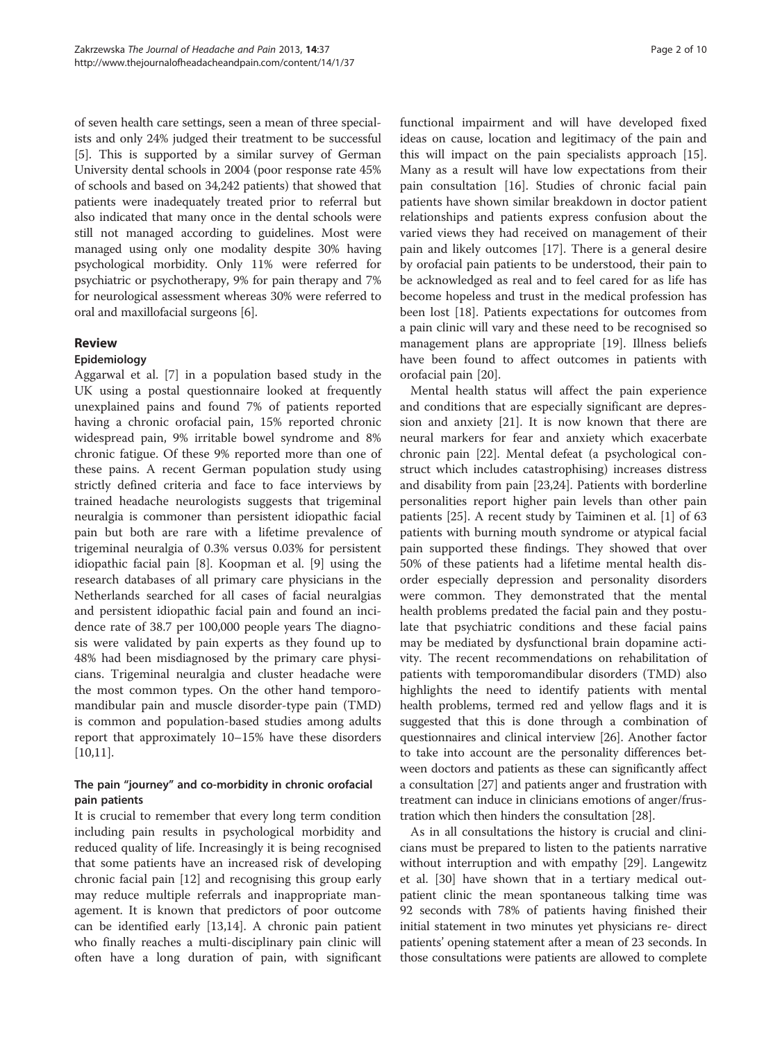of seven health care settings, seen a mean of three specialists and only 24% judged their treatment to be successful [5]. This is supported by a similar survey of German University dental schools in 2004 (poor response rate 45% of schools and based on 34,242 patients) that showed that patients were inadequately treated prior to referral but also indicated that many once in the dental schools were still not managed according to guidelines. Most were managed using only one modality despite 30% having psychological morbidity. Only 11% were referred for psychiatric or psychotherapy, 9% for pain therapy and 7% for neurological assessment whereas 30% were referred to oral and maxillofacial surgeons [6].

## Review

### Epidemiology

Aggarwal et al. [7] in a population based study in the UK using a postal questionnaire looked at frequently unexplained pains and found 7% of patients reported having a chronic orofacial pain, 15% reported chronic widespread pain, 9% irritable bowel syndrome and 8% chronic fatigue. Of these 9% reported more than one of these pains. A recent German population study using strictly defined criteria and face to face interviews by trained headache neurologists suggests that trigeminal neuralgia is commoner than persistent idiopathic facial pain but both are rare with a lifetime prevalence of trigeminal neuralgia of 0.3% versus 0.03% for persistent idiopathic facial pain [8]. Koopman et al. [9] using the research databases of all primary care physicians in the Netherlands searched for all cases of facial neuralgias and persistent idiopathic facial pain and found an incidence rate of 38.7 per 100,000 people years The diagnosis were validated by pain experts as they found up to 48% had been misdiagnosed by the primary care physicians. Trigeminal neuralgia and cluster headache were the most common types. On the other hand temporomandibular pain and muscle disorder-type pain (TMD) is common and population-based studies among adults report that approximately 10–15% have these disorders [10,11].

### The pain "journey" and co-morbidity in chronic orofacial pain patients

It is crucial to remember that every long term condition including pain results in psychological morbidity and reduced quality of life. Increasingly it is being recognised that some patients have an increased risk of developing chronic facial pain [12] and recognising this group early may reduce multiple referrals and inappropriate management. It is known that predictors of poor outcome can be identified early [13,14]. A chronic pain patient who finally reaches a multi-disciplinary pain clinic will often have a long duration of pain, with significant functional impairment and will have developed fixed ideas on cause, location and legitimacy of the pain and this will impact on the pain specialists approach [15]. Many as a result will have low expectations from their pain consultation [16]. Studies of chronic facial pain patients have shown similar breakdown in doctor patient relationships and patients express confusion about the varied views they had received on management of their pain and likely outcomes [17]. There is a general desire by orofacial pain patients to be understood, their pain to be acknowledged as real and to feel cared for as life has become hopeless and trust in the medical profession has been lost [18]. Patients expectations for outcomes from a pain clinic will vary and these need to be recognised so management plans are appropriate [19]. Illness beliefs have been found to affect outcomes in patients with orofacial pain [20].

Mental health status will affect the pain experience and conditions that are especially significant are depression and anxiety [21]. It is now known that there are neural markers for fear and anxiety which exacerbate chronic pain [22]. Mental defeat (a psychological construct which includes catastrophising) increases distress and disability from pain [23,24]. Patients with borderline personalities report higher pain levels than other pain patients [25]. A recent study by Taiminen et al. [1] of 63 patients with burning mouth syndrome or atypical facial pain supported these findings. They showed that over 50% of these patients had a lifetime mental health disorder especially depression and personality disorders were common. They demonstrated that the mental health problems predated the facial pain and they postulate that psychiatric conditions and these facial pains may be mediated by dysfunctional brain dopamine activity. The recent recommendations on rehabilitation of patients with temporomandibular disorders (TMD) also highlights the need to identify patients with mental health problems, termed red and yellow flags and it is suggested that this is done through a combination of questionnaires and clinical interview [26]. Another factor to take into account are the personality differences between doctors and patients as these can significantly affect a consultation [27] and patients anger and frustration with treatment can induce in clinicians emotions of anger/frustration which then hinders the consultation [28].

As in all consultations the history is crucial and clinicians must be prepared to listen to the patients narrative without interruption and with empathy [29]. Langewitz et al. [30] have shown that in a tertiary medical outpatient clinic the mean spontaneous talking time was 92 seconds with 78% of patients having finished their initial statement in two minutes yet physicians re- direct patients' opening statement after a mean of 23 seconds. In those consultations were patients are allowed to complete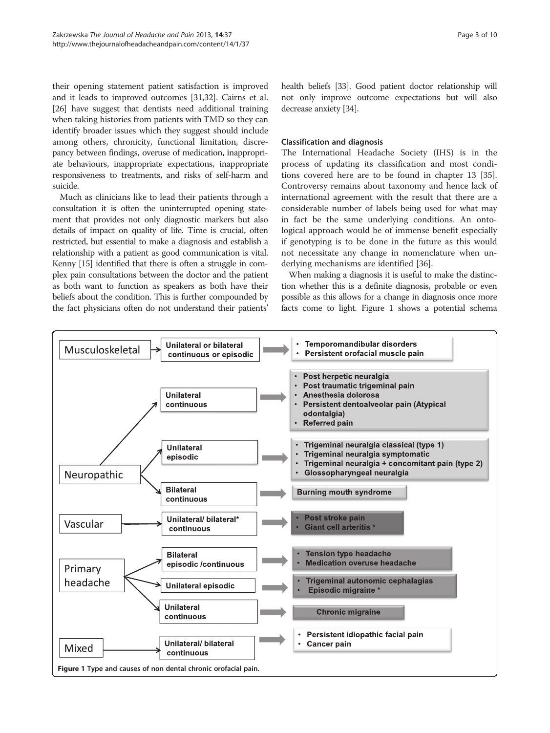their opening statement patient satisfaction is improved and it leads to improved outcomes [31,32]. Cairns et al. [26] have suggest that dentists need additional training when taking histories from patients with TMD so they can identify broader issues which they suggest should include among others, chronicity, functional limitation, discrepancy between findings, overuse of medication, inappropriate behaviours, inappropriate expectations, inappropriate responsiveness to treatments, and risks of self-harm and suicide.

Much as clinicians like to lead their patients through a consultation it is often the uninterrupted opening statement that provides not only diagnostic markers but also details of impact on quality of life. Time is crucial, often restricted, but essential to make a diagnosis and establish a relationship with a patient as good communication is vital. Kenny [15] identified that there is often a struggle in complex pain consultations between the doctor and the patient as both want to function as speakers as both have their beliefs about the condition. This is further compounded by the fact physicians often do not understand their patients' health beliefs [33]. Good patient doctor relationship will not only improve outcome expectations but will also decrease anxiety [34].

### Classification and diagnosis

The International Headache Society (IHS) is in the process of updating its classification and most conditions covered here are to be found in chapter 13 [35]. Controversy remains about taxonomy and hence lack of international agreement with the result that there are a considerable number of labels being used for what may in fact be the same underlying conditions. An ontological approach would be of immense benefit especially if genotyping is to be done in the future as this would not necessitate any change in nomenclature when underlying mechanisms are identified [36].

When making a diagnosis it is useful to make the distinction whether this is a definite diagnosis, probable or even possible as this allows for a change in diagnosis once more facts come to light. Figure 1 shows a potential schema

| Type | Presentation | Causes |
| --- | --- | --- |
| Musculoskeletal | Unilateral or bilateral continuous or episodic | • Temporomandibular disorders<br>• Persistent orofacial muscle pain |
| Neuropathic | Unilateral continuous | • Post herpetic neuralgia<br>• Post traumatic trigeminal pain<br>• Anesthesia dolorosa<br>• Persistent dentoalveolar pain (Atypical odontalgia)<br>• Referred pain |
| | Unilateral episodic | • Trigeminal neuralgia classical (type 1)<br>• Trigeminal neuralgia symptomatic<br>• Trigeminal neuralgia + concomitant pain (type 2)<br>• Glossopharyngeal neuralgia |
| | Bilateral continuous | Burning mouth syndrome |
| Vascular | Unilateral/ bilateral* continuous | • Post stroke pain<br>• Giant cell arteritis * |
| Primary headache | Bilateral episodic /continuous | • Tension type headache<br>• Medication overuse headache |
| | Unilateral episodic | • Trigeminal autonomic cephalagias<br>• Episodic migraine * |
| | Unilateral continuous | Chronic migraine |
| Mixed | Unilateral/ bilateral continuous | • Persistent idiopathic facial pain<br>• Cancer pain |

**Figure 1** Type and causes of non dental chronic orofacial pain.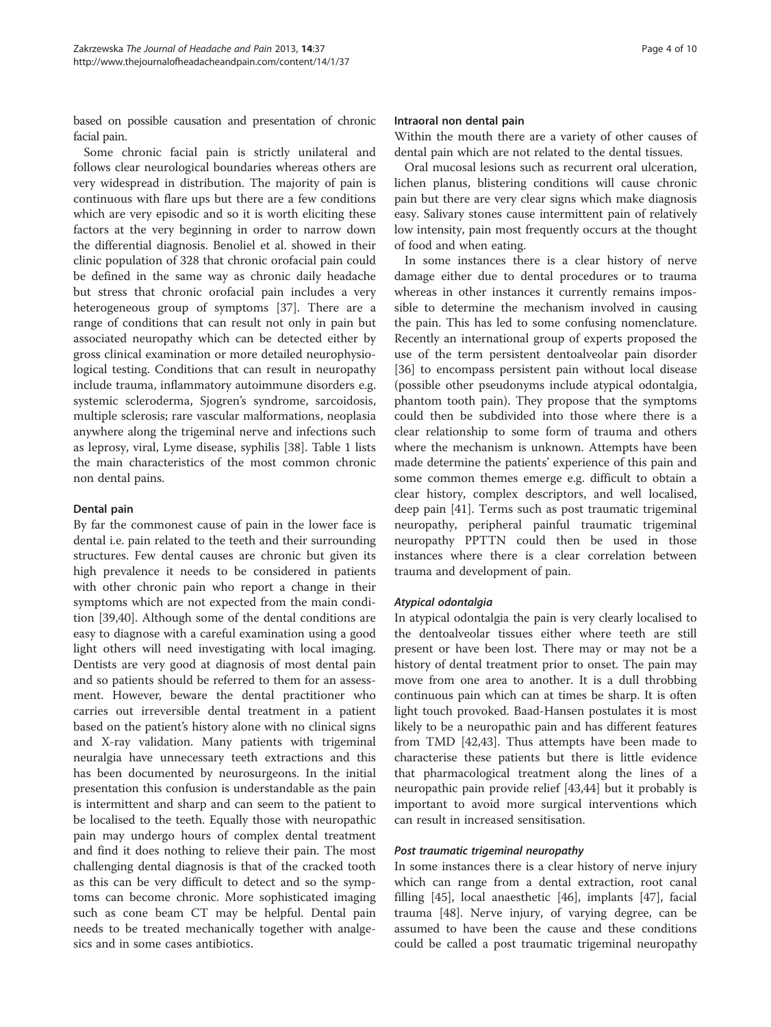based on possible causation and presentation of chronic facial pain.

Some chronic facial pain is strictly unilateral and follows clear neurological boundaries whereas others are very widespread in distribution. The majority of pain is continuous with flare ups but there are a few conditions which are very episodic and so it is worth eliciting these factors at the very beginning in order to narrow down the differential diagnosis. Benoliel et al. showed in their clinic population of 328 that chronic orofacial pain could be defined in the same way as chronic daily headache but stress that chronic orofacial pain includes a very heterogeneous group of symptoms [37]. There are a range of conditions that can result not only in pain but associated neuropathy which can be detected either by gross clinical examination or more detailed neurophysiological testing. Conditions that can result in neuropathy include trauma, inflammatory autoimmune disorders e.g. systemic scleroderma, Sjogren's syndrome, sarcoidosis, multiple sclerosis; rare vascular malformations, neoplasia anywhere along the trigeminal nerve and infections such as leprosy, viral, Lyme disease, syphilis [38]. Table 1 lists the main characteristics of the most common chronic non dental pains.

#### Dental pain

By far the commonest cause of pain in the lower face is dental i.e. pain related to the teeth and their surrounding structures. Few dental causes are chronic but given its high prevalence it needs to be considered in patients with other chronic pain who report a change in their symptoms which are not expected from the main condition [39,40]. Although some of the dental conditions are easy to diagnose with a careful examination using a good light others will need investigating with local imaging. Dentists are very good at diagnosis of most dental pain and so patients should be referred to them for an assessment. However, beware the dental practitioner who carries out irreversible dental treatment in a patient based on the patient's history alone with no clinical signs and X-ray validation. Many patients with trigeminal neuralgia have unnecessary teeth extractions and this has been documented by neurosurgeons. In the initial presentation this confusion is understandable as the pain is intermittent and sharp and can seem to the patient to be localised to the teeth. Equally those with neuropathic pain may undergo hours of complex dental treatment and find it does nothing to relieve their pain. The most challenging dental diagnosis is that of the cracked tooth as this can be very difficult to detect and so the symptoms can become chronic. More sophisticated imaging such as cone beam CT may be helpful. Dental pain needs to be treated mechanically together with analgesics and in some cases antibiotics.

#### Intraoral non dental pain

Within the mouth there are a variety of other causes of dental pain which are not related to the dental tissues.

Oral mucosal lesions such as recurrent oral ulceration, lichen planus, blistering conditions will cause chronic pain but there are very clear signs which make diagnosis easy. Salivary stones cause intermittent pain of relatively low intensity, pain most frequently occurs at the thought of food and when eating.

In some instances there is a clear history of nerve damage either due to dental procedures or to trauma whereas in other instances it currently remains impossible to determine the mechanism involved in causing the pain. This has led to some confusing nomenclature. Recently an international group of experts proposed the use of the term persistent dentoalveolar pain disorder [36] to encompass persistent pain without local disease (possible other pseudonyms include atypical odontalgia, phantom tooth pain). They propose that the symptoms could then be subdivided into those where there is a clear relationship to some form of trauma and others where the mechanism is unknown. Attempts have been made determine the patients' experience of this pain and some common themes emerge e.g. difficult to obtain a clear history, complex descriptors, and well localised, deep pain [41]. Terms such as post traumatic trigeminal neuropathy, peripheral painful traumatic trigeminal neuropathy PPTTN could then be used in those instances where there is a clear correlation between trauma and development of pain.

##### *Atypical odontalgia*

In atypical odontalgia the pain is very clearly localised to the dentoalveolar tissues either where teeth are still present or have been lost. There may or may not be a history of dental treatment prior to onset. The pain may move from one area to another. It is a dull throbbing continuous pain which can at times be sharp. It is often light touch provoked. Baad-Hansen postulates it is most likely to be a neuropathic pain and has different features from TMD [42,43]. Thus attempts have been made to characterise these patients but there is little evidence that pharmacological treatment along the lines of a neuropathic pain provide relief [43,44] but it probably is important to avoid more surgical interventions which can result in increased sensitisation.

##### *Post traumatic trigeminal neuropathy*

In some instances there is a clear history of nerve injury which can range from a dental extraction, root canal filling [45], local anaesthetic [46], implants [47], facial trauma [48]. Nerve injury, of varying degree, can be assumed to have been the cause and these conditions could be called a post traumatic trigeminal neuropathy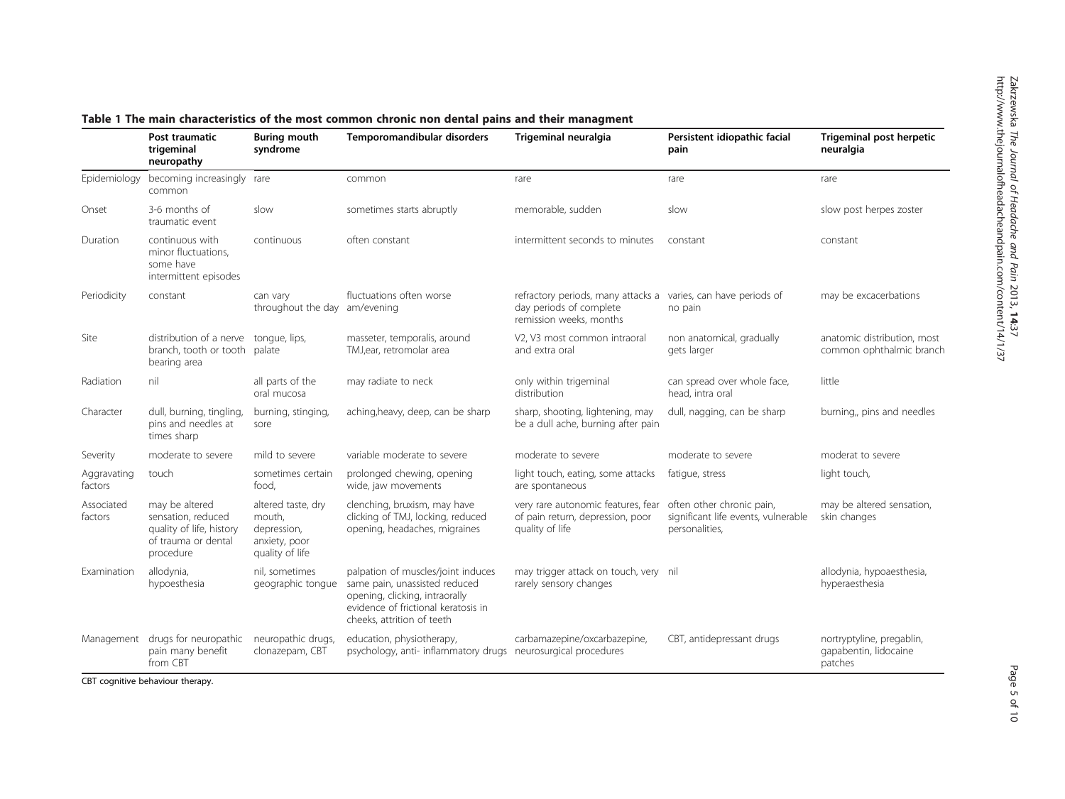**Table 1 The main characteristics of the most common chronic non dental pains and their managment**

| | Post traumatic trigeminal neuropathy | Buring mouth syndrome | Temporomandibular disorders | Trigeminal neuralgia | Persistent idiopathic facial pain | Trigeminal post herpetic neuralgia |
|---|---|---|---|---|---|---|
| Epidemiology | becoming increasingly common | rare | common | rare | rare | rare |
| Onset | 3-6 months of traumatic event | slow | sometimes starts abruptly | memorable, sudden | slow | slow post herpes zoster |
| Duration | continuous with minor fluctuations, some have intermittent episodes | continuous | often constant | intermittent seconds to minutes | constant | constant |
| Periodicity | constant | can vary throughout the day | fluctuations often worse am/evening | refractory periods, many attacks a day periods of complete remission weeks, months | varies, can have periods of no pain | may be excacerbations |
| Site | distribution of a nerve branch, tooth or tooth bearing area | tongue, lips, palate | masseter, temporalis, around TMJ,ear, retromolar area | V2, V3 most common intraoral and extra oral | non anatomical, gradually gets larger | anatomic distribution, most common ophthalmic branch |
| Radiation | nil | all parts of the oral mucosa | may radiate to neck | only within trigeminal distribution | can spread over whole face, head, intra oral | little |
| Character | dull, burning, tingling, pins and needles at times sharp | burning, stinging, sore | aching,heavy, deep, can be sharp | sharp, shooting, lightening, may be a dull ache, burning after pain | dull, nagging, can be sharp | burning,, pins and needles |
| Severity | moderate to severe | mild to severe | variable moderate to severe | moderate to severe | moderate to severe | moderat to severe |
| Aggravating factors | touch | sometimes certain food, | prolonged chewing, opening wide, jaw movements | light touch, eating, some attacks are spontaneous | fatigue, stress | light touch, |
| Associated factors | may be altered sensation, reduced quality of life, history of trauma or dental procedure | altered taste, dry mouth, depression, anxiety, poor quality of life | clenching, bruxism, may have clicking of TMJ, locking, reduced opening, headaches, migraines | very rare autonomic features, fear of pain return, depression, poor quality of life | often other chronic pain, significant life events, vulnerable personalities, | may be altered sensation, skin changes |
| Examination | allodynia, hypoesthesia | nil, sometimes geographic tongue | palpation of muscles/joint induces same pain, unassisted reduced opening, clicking, intraorally evidence of frictional keratosis in cheeks, attrition of teeth | may trigger attack on touch, very rarely sensory changes | nil | allodynia, hypoaesthesia, hyperaesthesia |
| Management | drugs for neuropathic pain many benefit from CBT | neuropathic drugs, clonazepam, CBT | education, physiotherapy, psychology, anti- inflammatory drugs | carbamazepine/oxcarbazepine, neurosurgical procedures | CBT, antidepressant drugs | nortryptyline, pregablin, gabapentin, lidocaine patches |

CBT cognitive behaviour therapy.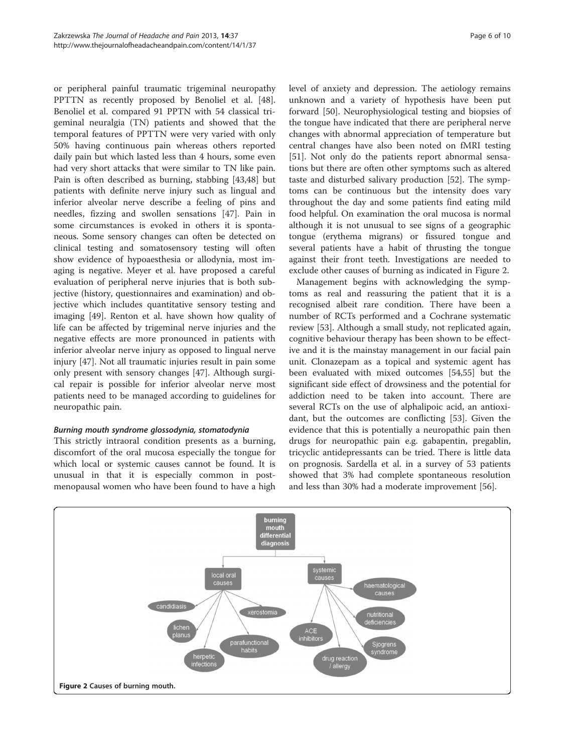or peripheral painful traumatic trigeminal neuropathy PPTTN as recently proposed by Benoliel et al. [48]. Benoliel et al. compared 91 PPTN with 54 classical trigeminal neuralgia (TN) patients and showed that the temporal features of PPTTN were very varied with only 50% having continuous pain whereas others reported daily pain but which lasted less than 4 hours, some even had very short attacks that were similar to TN like pain. Pain is often described as burning, stabbing [43,48] but patients with definite nerve injury such as lingual and inferior alveolar nerve describe a feeling of pins and needles, fizzing and swollen sensations [47]. Pain in some circumstances is evoked in others it is spontaneous. Some sensory changes can often be detected on clinical testing and somatosensory testing will often show evidence of hypoaesthesia or allodynia, most imaging is negative. Meyer et al. have proposed a careful evaluation of peripheral nerve injuries that is both subjective (history, questionnaires and examination) and objective which includes quantitative sensory testing and imaging [49]. Renton et al. have shown how quality of life can be affected by trigeminal nerve injuries and the negative effects are more pronounced in patients with inferior alveolar nerve injury as opposed to lingual nerve injury [47]. Not all traumatic injuries result in pain some only present with sensory changes [47]. Although surgical repair is possible for inferior alveolar nerve most patients need to be managed according to guidelines for neuropathic pain.

#### *Burning mouth syndrome glossodynia, stomatodynia*

This strictly intraoral condition presents as a burning, discomfort of the oral mucosa especially the tongue for which local or systemic causes cannot be found. It is unusual in that it is especially common in post-menopausal women who have been found to have a high level of anxiety and depression. The aetiology remains unknown and a variety of hypothesis have been put forward [50]. Neurophysiological testing and biopsies of the tongue have indicated that there are peripheral nerve changes with abnormal appreciation of temperature but central changes have also been noted on fMRI testing [51]. Not only do the patients report abnormal sensations but there are often other symptoms such as altered taste and disturbed salivary production [52]. The symptoms can be continuous but the intensity does vary throughout the day and some patients find eating mild food helpful. On examination the oral mucosa is normal although it is not unusual to see signs of a geographic tongue (erythema migrans) or fissured tongue and several patients have a habit of thrusting the tongue against their front teeth. Investigations are needed to exclude other causes of burning as indicated in Figure 2.

Management begins with acknowledging the symptoms as real and reassuring the patient that it is a recognised albeit rare condition. There have been a number of RCTs performed and a Cochrane systematic review [53]. Although a small study, not replicated again, cognitive behaviour therapy has been shown to be effective and it is the mainstay management in our facial pain unit. Clonazepam as a topical and systemic agent has been evaluated with mixed outcomes [54,55] but the significant side effect of drowsiness and the potential for addiction need to be taken into account. There are several RCTs on the use of alphalipoic acid, an antioxidant, but the outcomes are conflicting [53]. Given the evidence that this is potentially a neuropathic pain then drugs for neuropathic pain e.g. gabapentin, pregablin, tricyclic antidepressants can be tried. There is little data on prognosis. Sardella et al. in a survey of 53 patients showed that 3% had complete spontaneous resolution and less than 30% had a moderate improvement [56].

**Figure 2** Causes of burning mouth.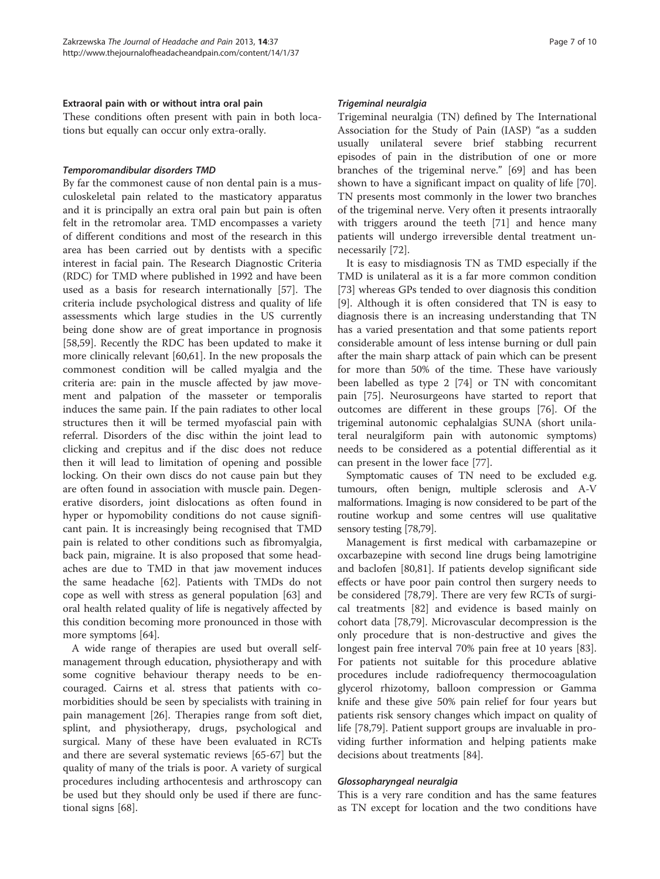### Extraoral pain with or without intra oral pain

These conditions often present with pain in both locations but equally can occur only extra-orally.

#### *Temporomandibular disorders TMD*

By far the commonest cause of non dental pain is a musculoskeletal pain related to the masticatory apparatus and it is principally an extra oral pain but pain is often felt in the retromolar area. TMD encompasses a variety of different conditions and most of the research in this area has been carried out by dentists with a specific interest in facial pain. The Research Diagnostic Criteria (RDC) for TMD where published in 1992 and have been used as a basis for research internationally [57]. The criteria include psychological distress and quality of life assessments which large studies in the US currently being done show are of great importance in prognosis [58,59]. Recently the RDC has been updated to make it more clinically relevant [60,61]. In the new proposals the commonest condition will be called myalgia and the criteria are: pain in the muscle affected by jaw movement and palpation of the masseter or temporalis induces the same pain. If the pain radiates to other local structures then it will be termed myofascial pain with referral. Disorders of the disc within the joint lead to clicking and crepitus and if the disc does not reduce then it will lead to limitation of opening and possible locking. On their own discs do not cause pain but they are often found in association with muscle pain. Degenerative disorders, joint dislocations as often found in hyper or hypomobility conditions do not cause significant pain. It is increasingly being recognised that TMD pain is related to other conditions such as fibromyalgia, back pain, migraine. It is also proposed that some headaches are due to TMD in that jaw movement induces the same headache [62]. Patients with TMDs do not cope as well with stress as general population [63] and oral health related quality of life is negatively affected by this condition becoming more pronounced in those with more symptoms [64].

A wide range of therapies are used but overall self-management through education, physiotherapy and with some cognitive behaviour therapy needs to be encouraged. Cairns et al. stress that patients with co-morbidities should be seen by specialists with training in pain management [26]. Therapies range from soft diet, splint, and physiotherapy, drugs, psychological and surgical. Many of these have been evaluated in RCTs and there are several systematic reviews [65-67] but the quality of many of the trials is poor. A variety of surgical procedures including arthocentesis and arthroscopy can be used but they should only be used if there are functional signs [68].

#### *Trigeminal neuralgia*

Trigeminal neuralgia (TN) defined by The International Association for the Study of Pain (IASP) "as a sudden usually unilateral severe brief stabbing recurrent episodes of pain in the distribution of one or more branches of the trigeminal nerve." [69] and has been shown to have a significant impact on quality of life [70]. TN presents most commonly in the lower two branches of the trigeminal nerve. Very often it presents intraorally with triggers around the teeth [71] and hence many patients will undergo irreversible dental treatment unnecessarily [72].

It is easy to misdiagnosis TN as TMD especially if the TMD is unilateral as it is a far more common condition [73] whereas GPs tended to over diagnosis this condition [9]. Although it is often considered that TN is easy to diagnosis there is an increasing understanding that TN has a varied presentation and that some patients report considerable amount of less intense burning or dull pain after the main sharp attack of pain which can be present for more than 50% of the time. These have variously been labelled as type 2 [74] or TN with concomitant pain [75]. Neurosurgeons have started to report that outcomes are different in these groups [76]. Of the trigeminal autonomic cephalalgias SUNA (short unilateral neuralgiform pain with autonomic symptoms) needs to be considered as a potential differential as it can present in the lower face [77].

Symptomatic causes of TN need to be excluded e.g. tumours, often benign, multiple sclerosis and A-V malformations. Imaging is now considered to be part of the routine workup and some centres will use qualitative sensory testing [78,79].

Management is first medical with carbamazepine or oxcarbazepine with second line drugs being lamotrigine and baclofen [80,81]. If patients develop significant side effects or have poor pain control then surgery needs to be considered [78,79]. There are very few RCTs of surgical treatments [82] and evidence is based mainly on cohort data [78,79]. Microvascular decompression is the only procedure that is non-destructive and gives the longest pain free interval 70% pain free at 10 years [83]. For patients not suitable for this procedure ablative procedures include radiofrequency thermocoagulation glycerol rhizotomy, balloon compression or Gamma knife and these give 50% pain relief for four years but patients risk sensory changes which impact on quality of life [78,79]. Patient support groups are invaluable in providing further information and helping patients make decisions about treatments [84].

#### *Glossopharyngeal neuralgia*

This is a very rare condition and has the same features as TN except for location and the two conditions have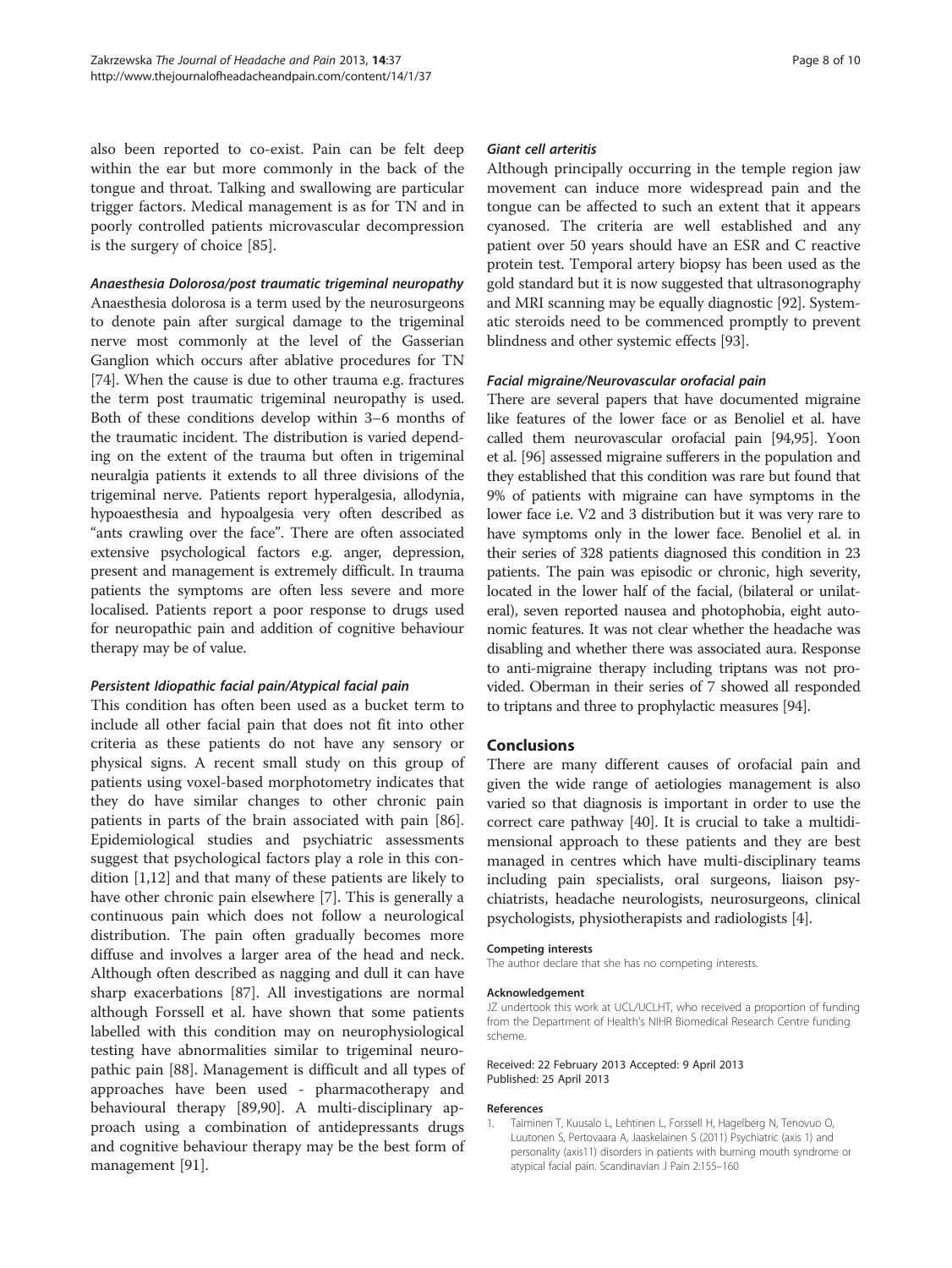also been reported to co-exist. Pain can be felt deep within the ear but more commonly in the back of the tongue and throat. Talking and swallowing are particular trigger factors. Medical management is as for TN and in poorly controlled patients microvascular decompression is the surgery of choice [85].

#### *Anaesthesia Dolorosa/post traumatic trigeminal neuropathy*

Anaesthesia dolorosa is a term used by the neurosurgeons to denote pain after surgical damage to the trigeminal nerve most commonly at the level of the Gasserian Ganglion which occurs after ablative procedures for TN [74]. When the cause is due to other trauma e.g. fractures the term post traumatic trigeminal neuropathy is used. Both of these conditions develop within 3–6 months of the traumatic incident. The distribution is varied depending on the extent of the trauma but often in trigeminal neuralgia patients it extends to all three divisions of the trigeminal nerve. Patients report hyperalgesia, allodynia, hypoaesthesia and hypoalgesia very often described as "ants crawling over the face". There are often associated extensive psychological factors e.g. anger, depression, present and management is extremely difficult. In trauma patients the symptoms are often less severe and more localised. Patients report a poor response to drugs used for neuropathic pain and addition of cognitive behaviour therapy may be of value.

#### *Persistent Idiopathic facial pain/Atypical facial pain*

This condition has often been used as a bucket term to include all other facial pain that does not fit into other criteria as these patients do not have any sensory or physical signs. A recent small study on this group of patients using voxel-based morphometry indicates that they do have similar changes to other chronic pain patients in parts of the brain associated with pain [86]. Epidemiological studies and psychiatric assessments suggest that psychological factors play a role in this condition [1,12] and that many of these patients are likely to have other chronic pain elsewhere [7]. This is generally a continuous pain which does not follow a neurological distribution. The pain often gradually becomes more diffuse and involves a larger area of the head and neck. Although often described as nagging and dull it can have sharp exacerbations [87]. All investigations are normal although Forssell et al. have shown that some patients labelled with this condition may on neurophysiological testing have abnormalities similar to trigeminal neuropathic pain [88]. Management is difficult and all types of approaches have been used - pharmacotherapy and behavioural therapy [89,90]. A multi-disciplinary approach using a combination of antidepressants drugs and cognitive behaviour therapy may be the best form of management [91].

#### *Giant cell arteritis*

Although principally occurring in the temple region jaw movement can induce more widespread pain and the tongue can be affected to such an extent that it appears cyanosed. The criteria are well established and any patient over 50 years should have an ESR and C reactive protein test. Temporal artery biopsy has been used as the gold standard but it is now suggested that ultrasonography and MRI scanning may be equally diagnostic [92]. Systematic steroids need to be commenced promptly to prevent blindness and other systemic effects [93].

#### *Facial migraine/Neurovascular orofacial pain*

There are several papers that have documented migraine like features of the lower face or as Benoliel et al. have called them neurovascular orofacial pain [94,95]. Yoon et al. [96] assessed migraine sufferers in the population and they established that this condition was rare but found that 9% of patients with migraine can have symptoms in the lower face i.e. V2 and 3 distribution but it was very rare to have symptoms only in the lower face. Benoliel et al. in their series of 328 patients diagnosed this condition in 23 patients. The pain was episodic or chronic, high severity, located in the lower half of the facial, (bilateral or unilateral), seven reported nausea and photophobia, eight autonomic features. It was not clear whether the headache was disabling and whether there was associated aura. Response to anti-migraine therapy including triptans was not provided. Oberman in their series of 7 showed all responded to triptans and three to prophylactic measures [94].

## Conclusions

There are many different causes of orofacial pain and given the wide range of aetiologies management is also varied so that diagnosis is important in order to use the correct care pathway [40]. It is crucial to take a multidimensional approach to these patients and they are best managed in centres which have multi-disciplinary teams including pain specialists, oral surgeons, liaison psychiatrists, headache neurologists, neurosurgeons, clinical psychologists, physiotherapists and radiologists [4].

#### Competing interests

The author declare that she has no competing interests.

#### Acknowledgement

JZ undertook this work at UCL/UCLHT, who received a proportion of funding from the Department of Health's NIHR Biomedical Research Centre funding scheme.

Received: 22 February 2013 Accepted: 9 April 2013
Published: 25 April 2013

#### References

1. Taiminen T, Kuusalo L, Lehtinen L, Forssell H, Hagelberg N, Tenovuo O, Luutonen S, Pertovaara A, Jaaskelainen S (2011) Psychiatric (axis 1) and personality (axis11) disorders in patients with burning mouth syndrome or atypical facial pain. Scandinavian J Pain 2:155–160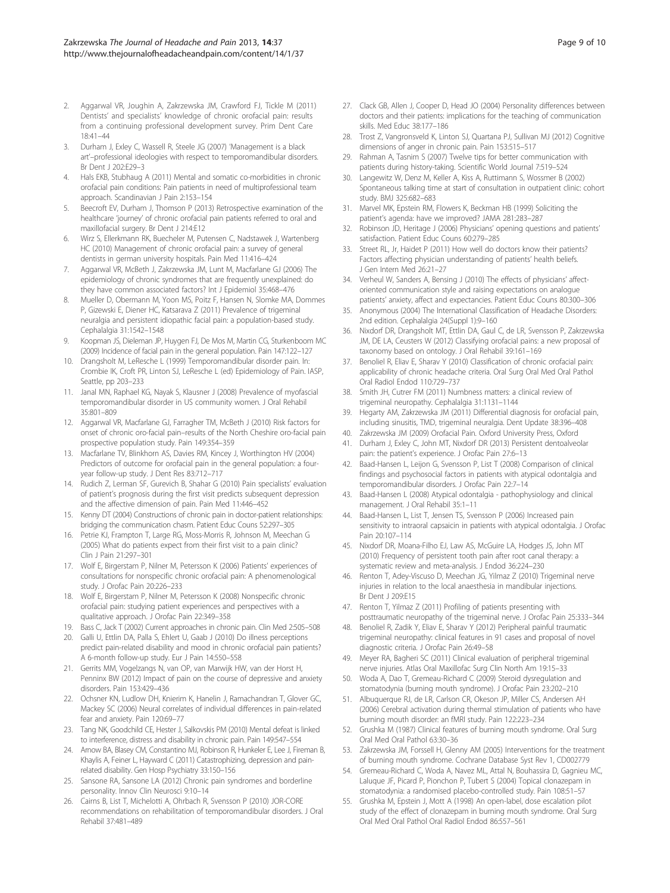2. Aggarwal VR, Joughin A, Zakrzewska JM, Crawford FJ, Tickle M (2011) Dentists' and specialists' knowledge of chronic orofacial pain: results from a continuing professional development survey. Prim Dent Care 18:41–44
3. Durham J, Exley C, Wassell R, Steele JG (2007) 'Management is a black art'–professional ideologies with respect to temporomandibular disorders. Br Dent J 202:E29–3
4. Hals EKB, Stubhaug A (2011) Mental and somatic co-morbidities in chronic orofacial pain conditions: Pain patients in need of multiprofessional team approach. Scandinavian J Pain 2:153–154
5. Beecroft EV, Durham J, Thomson P (2013) Retrospective examination of the healthcare 'journey' of chronic orofacial pain patients referred to oral and maxillofacial surgery. Br Dent J 214:E12
6. Wirz S, Ellerkmann RK, Buecheler M, Putensen C, Nadstawek J, Wartenberg HC (2010) Management of chronic orofacial pain: a survey of general dentists in german university hospitals. Pain Med 11:416–424
7. Aggarwal VR, McBeth J, Zakrzewska JM, Lunt M, Macfarlane GJ (2006) The epidemiology of chronic syndromes that are frequently unexplained: do they have common associated factors? Int J Epidemiol 35:468–476
8. Mueller D, Obermann M, Yoon MS, Poitz F, Hansen N, Slomke MA, Dommes P, Gizewski E, Diener HC, Katsarava Z (2011) Prevalence of trigeminal neuralgia and persistent idiopathic facial pain: a population-based study. Cephalalgia 31:1542–1548
9. Koopman JS, Dieleman JP, Huygen FJ, De Mos M, Martin CG, Sturkenboom MC (2009) Incidence of facial pain in the general population. Pain 147:122–127
10. Drangsholt M, LeResche L (1999) Temporomandibular disorder pain. In: Crombie IK, Croft PR, Linton SJ, LeResche L (ed) Epidemiology of Pain. IASP, Seattle, pp 203–233
11. Janal MN, Raphael KG, Nayak S, Klausner J (2008) Prevalence of myofascial temporomandibular disorder in US community women. J Oral Rehabil 35:801–809
12. Aggarwal VR, Macfarlane GJ, Farragher TM, McBeth J (2010) Risk factors for onset of chronic oro-facial pain–results of the North Cheshire oro-facial pain prospective population study. Pain 149:354–359
13. Macfarlane TV, Blinkhorn AS, Davies RM, Kincey J, Worthington HV (2004) Predictors of outcome for orofacial pain in the general population: a four-year follow-up study. J Dent Res 83:712–717
14. Rudich Z, Lerman SF, Gurevich B, Shahar G (2010) Pain specialists' evaluation of patient's prognosis during the first visit predicts subsequent depression and the affective dimension of pain. Pain Med 11:446–452
15. Kenny DT (2004) Constructions of chronic pain in doctor-patient relationships: bridging the communication chasm. Patient Educ Couns 52:297–305
16. Petrie KJ, Frampton T, Large RG, Moss-Morris R, Johnson M, Meechan G (2005) What do patients expect from their first visit to a pain clinic? Clin J Pain 21:297–301
17. Wolf E, Birgerstam P, Nilner M, Petersson K (2006) Patients' experiences of consultations for nonspecific chronic orofacial pain: A phenomenological study. J Orofac Pain 20:226–233
18. Wolf E, Birgerstam P, Nilner M, Petersson K (2008) Nonspecific chronic orofacial pain: studying patient experiences and perspectives with a qualitative approach. J Orofac Pain 22:349–358
19. Bass C, Jack T (2002) Current approaches in chronic pain. Clin Med 2:505–508
20. Galli U, Ettlin DA, Palla S, Ehlert U, Gaab J (2010) Do illness perceptions predict pain-related disability and mood in chronic orofacial pain patients? A 6-month follow-up study. Eur J Pain 14:550–558
21. Gerrits MM, Vogelzangs N, van OP, van Marwijk HW, van der Horst H, Penninx BW (2012) Impact of pain on the course of depressive and anxiety disorders. Pain 153:429–436
22. Ochsner KN, Ludlow DH, Knierim K, Hanelin J, Ramachandran T, Glover GC, Mackey SC (2006) Neural correlates of individual differences in pain-related fear and anxiety. Pain 120:69–77
23. Tang NK, Goodchild CE, Hester J, Salkovskis PM (2010) Mental defeat is linked to interference, distress and disability in chronic pain. Pain 149:547–554
24. Arnow BA, Blasey CM, Constantino MJ, Robinson R, Hunkeler E, Lee J, Fireman B, Khaylis A, Feiner L, Hayward C (2011) Catastrophizing, depression and pain-related disability. Gen Hosp Psychiatry 33:150–156
25. Sansone RA, Sansone LA (2012) Chronic pain syndromes and borderline personality. Innov Clin Neurosci 9:10–14
26. Cairns B, List T, Michelotti A, Ohrbach R, Svensson P (2010) JOR-CORE recommendations on rehabilitation of temporomandibular disorders. J Oral Rehabil 37:481–489
27. Clack GB, Allen J, Cooper D, Head JO (2004) Personality differences between doctors and their patients: implications for the teaching of communication skills. Med Educ 38:177–186
28. Trost Z, Vangronsveld K, Linton SJ, Quartana PJ, Sullivan MJ (2012) Cognitive dimensions of anger in chronic pain. Pain 153:515–517
29. Rahman A, Tasnim S (2007) Twelve tips for better communication with patients during history-taking. Scientific World Journal 7:519–524
30. Langewitz W, Denz M, Keller A, Kiss A, Ruttimann S, Wossmer B (2002) Spontaneous talking time at start of consultation in outpatient clinic: cohort study. BMJ 325:682–683
31. Marvel MK, Epstein RM, Flowers K, Beckman HB (1999) Soliciting the patient's agenda: have we improved? JAMA 281:283–287
32. Robinson JD, Heritage J (2006) Physicians' opening questions and patients' satisfaction. Patient Educ Couns 60:279–285
33. Street RL, Jr, Haidet P (2011) How well do doctors know their patients? Factors affecting physician understanding of patients' health beliefs. J Gen Intern Med 26:21–27
34. Verheul W, Sanders A, Bensing J (2010) The effects of physicians' affect-oriented communication style and raising expectations on analogue patients' anxiety, affect and expectancies. Patient Educ Couns 80:300–306
35. Anonymous (2004) The International Classification of Headache Disorders: 2nd edition. Cephalalgia 24(Suppl 1):9–160
36. Nixdorf DR, Drangsholt MT, Ettlin DA, Gaul C, de LR, Svensson P, Zakrzewska JM, DE LA, Ceusters W (2012) Classifying orofacial pains: a new proposal of taxonomy based on ontology. J Oral Rehabil 39:161–169
37. Benoliel R, Eliav E, Sharav Y (2010) Classification of chronic orofacial pain: applicability of chronic headache criteria. Oral Surg Oral Med Oral Pathol Oral Radiol Endod 110:729–737
38. Smith JH, Cutrer FM (2011) Numbness matters: a clinical review of trigeminal neuropathy. Cephalalgia 31:1131–1144
39. Hegarty AM, Zakrzewska JM (2011) Differential diagnosis for orofacial pain, including sinusitis, TMD, trigeminal neuralgia. Dent Update 38:396–408
40. Zakrzewska JM (2009) Orofacial Pain. Oxford University Press, Oxford
41. Durham J, Exley C, John MT, Nixdorf DR (2013) Persistent dentoalveolar pain: the patient's experience. J Orofac Pain 27:6–13
42. Baad-Hansen L, Leijon G, Svensson P, List T (2008) Comparison of clinical findings and psychosocial factors in patients with atypical odontalgia and temporomandibular disorders. J Orofac Pain 22:7–14
43. Baad-Hansen L (2008) Atypical odontalgia - pathophysiology and clinical management. J Oral Rehabil 35:1–11
44. Baad-Hansen L, List T, Jensen TS, Svensson P (2006) Increased pain sensitivity to intraoral capsaicin in patients with atypical odontalgia. J Orofac Pain 20:107–114
45. Nixdorf DR, Moana-Filho EJ, Law AS, McGuire LA, Hodges JS, John MT (2010) Frequency of persistent tooth pain after root canal therapy: a systematic review and meta-analysis. J Endod 36:224–230
46. Renton T, Adey-Viscuso D, Meechan JG, Yilmaz Z (2010) Trigeminal nerve injuries in relation to the local anaesthesia in mandibular injections. Br Dent J 209:E15
47. Renton T, Yilmaz Z (2011) Profiling of patients presenting with posttraumatic neuropathy of the trigeminal nerve. J Orofac Pain 25:333–344
48. Benoliel R, Zadik Y, Eliav E, Sharav Y (2012) Peripheral painful traumatic trigeminal neuropathy: clinical features in 91 cases and proposal of novel diagnostic criteria. J Orofac Pain 26:49–58
49. Meyer RA, Bagheri SC (2011) Clinical evaluation of peripheral trigeminal nerve injuries. Atlas Oral Maxillofac Surg Clin North Am 19:15–33
50. Woda A, Dao T, Gremeau-Richard C (2009) Steroid dysregulation and stomatodynia (burning mouth syndrome). J Orofac Pain 23:202–210
51. Albuquerque RJ, de LR, Carlson CR, Okeson JP, Miller CS, Andersen AH (2006) Cerebral activation during thermal stimulation of patients who have burning mouth disorder: an fMRI study. Pain 122:223–234
52. Grushka M (1987) Clinical features of burning mouth syndrome. Oral Surg Oral Med Oral Pathol 63:30–36
53. Zakrzewska JM, Forssell H, Glenny AM (2005) Interventions for the treatment of burning mouth syndrome. Cochrane Database Syst Rev 1, CD002779
54. Gremeau-Richard C, Woda A, Navez ML, Attal N, Bouhassira D, Gagnieu MC, Laluque JF, Picard P, Pionchon P, Tubert S (2004) Topical clonazepam in stomatodynia: a randomised placebo-controlled study. Pain 108:51–57
55. Grushka M, Epstein J, Mott A (1998) An open-label, dose escalation pilot study of the effect of clonazepam in burning mouth syndrome. Oral Surg Oral Med Oral Pathol Oral Radiol Endod 86:557–561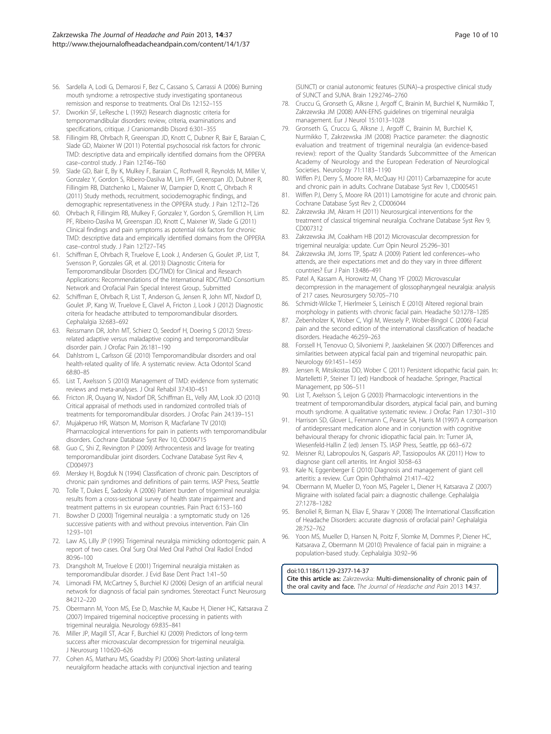56. Sardella A, Lodi G, Demarosi F, Bez C, Cassano S, Carrassi A (2006) Burning mouth syndrome: a retrospective study investigating spontaneous remission and response to treatments. Oral Dis 12:152–155
57. Dworkin SF, LeResche L (1992) Research diagnostic criteria for temporomandibular disorders: review, criteria, examinations and specifications, critique. J Craniomandib Disord 6:301–355
58. Fillingim RB, Ohrbach R, Greenspan JD, Knott C, Dubner R, Bair E, Baraian C, Slade GD, Maixner W (2011) Potential psychosocial risk factors for chronic TMD: descriptive data and empirically identified domains from the OPPERA case–control study. J Pain 12:T46–T60
59. Slade GD, Bair E, By K, Mulkey F, Baraian C, Rothwell R, Reynolds M, Miller V, Gonzalez Y, Gordon S, Ribeiro-Dasilva M, Lim PF, Greenspan JD, Dubner R, Fillingim RB, Diatchenko L, Maixner W, Dampier D, Knott C, Ohrbach R (2011) Study methods, recruitment, sociodemographic findings, and demographic representativeness in the OPPERA study. J Pain 12:T12–T26
60. Ohrbach R, Fillingim RB, Mulkey F, Gonzalez Y, Gordon S, Gremillion H, Lim PF, Ribeiro-Dasilva M, Greenspan JD, Knott C, Maixner W, Slade G (2011) Clinical findings and pain symptoms as potential risk factors for chronic TMD: descriptive data and empirically identified domains from the OPPERA case–control study. J Pain 12:T27–T45
61. Schiffman E, Ohrbach R, Truelove E, Look J, Andersen G, Goulet JP, List T, Svensson P, Gonzales GR, et al. (2013) Diagnostic Criteria for Temporomandibular Disorders (DC/TMD) for Clinical and Research Applications: Recommendations of the International RDC/TMD Consortium Network and Orofacial Pain Special Interest Group.. Submitted
62. Schiffman E, Ohrbach R, List T, Anderson G, Jensen R, John MT, Nixdorf D, Goulet JP, Kang W, Truelove E, Clavel A, Fricton J, Look J (2012) Diagnostic criteria for headache attributed to temporomandibular disorders. Cephalalgia 32:683–692
63. Reissmann DR, John MT, Schierz O, Seedorf H, Doering S (2012) Stress-related adaptive versus maladaptive coping and temporomandibular disorder pain. J Orofac Pain 26:181–190
64. Dahlstrom L, Carlsson GE (2010) Temporomandibular disorders and oral health-related quality of life. A systematic review. Acta Odontol Scand 68:80–85
65. List T, Axelsson S (2010) Management of TMD: evidence from systematic reviews and meta-analyses. J Oral Rehabil 37:430–451
66. Fricton JR, Ouyang W, Nixdorf DR, Schiffman EL, Velly AM, Look JO (2010) Critical appraisal of methods used in randomized controlled trials of treatments for temporomandibular disorders. J Orofac Pain 24:139–151
67. Mujakperuo HR, Watson M, Morrison R, Macfarlane TV (2010) Pharmacological interventions for pain in patients with temporomandibular disorders. Cochrane Database Syst Rev 10, CD004715
68. Guo C, Shi Z, Revington P (2009) Arthrocentesis and lavage for treating temporomandibular joint disorders. Cochrane Database Syst Rev 4, CD004973
69. Merskey H, Bogduk N (1994) Classification of chronic pain. Descriptors of chronic pain syndromes and definitions of pain terms. IASP Press, Seattle
70. Tolle T, Dukes E, Sadosky A (2006) Patient burden of trigeminal neuralgia: results from a cross-sectional survey of health state impairment and treatment patterns in six european countries. Pain Pract 6:153–160
71. Bowsher D (2000) Trigeminal neuralgia : a symptomatic study on 126 successive patients with and without prevoius intervention. Pain Clin 12:93–101
72. Law AS, Lilly JP (1995) Trigeminal neuralgia mimicking odontogenic pain. A report of two cases. Oral Surg Oral Med Oral Pathol Oral Radiol Endod 80:96–100
73. Drangsholt M, Truelove E (2001) Trigeminal neuralgia mistaken as temporomandibular disorder. J Evid Base Dent Pract 1:41–50
74. Limonadi FM, McCartney S, Burchiel KJ (2006) Design of an artificial neural network for diagnosis of facial pain syndromes. Stereotact Funct Neurosurg 84:212–220
75. Obermann M, Yoon MS, Ese D, Maschke M, Kaube H, Diener HC, Katsarava Z (2007) Impaired trigeminal nociceptive processing in patients with trigeminal neuralgia. Neurology 69:835–841
76. Miller JP, Magill ST, Acar F, Burchiel KJ (2009) Predictors of long-term success after microvascular decompression for trigeminal neuralgia. J Neurosurg 110:620–626
77. Cohen AS, Matharu MS, Goadsby PJ (2006) Short-lasting unilateral neuralgiform headache attacks with conjunctival injection and tearing (SUNCT) or cranial autonomic features (SUNA)–a prospective clinical study of SUNCT and SUNA. Brain 129:2746–2760
78. Cruccu G, Gronseth G, Alksne J, Argoff C, Brainin M, Burchiel K, Nurmikko T, Zakrzewska JM (2008) AAN-EFNS guidelines on trigeminal neuralgia management. Eur J Neurol 15:1013–1028
79. Gronseth G, Cruccu G, Alksne J, Argoff C, Brainin M, Burchiel K, Nurmikko T, Zakrzewska JM (2008) Practice parameter: the diagnostic evaluation and treatment of trigeminal neuralgia (an evidence-based review): report of the Quality Standards Subcommittee of the American Academy of Neurology and the European Federation of Neurological Societies. Neurology 71:1183–1190
80. Wiffen PJ, Derry S, Moore RA, McQuay HJ (2011) Carbamazepine for acute and chronic pain in adults. Cochrane Database Syst Rev 1, CD005451
81. Wiffen PJ, Derry S, Moore RA (2011) Lamotrigine for acute and chronic pain. Cochrane Database Syst Rev 2, CD006044
82. Zakrzewska JM, Akram H (2011) Neurosurgical interventions for the treatment of classical trigeminal neuralgia. Cochrane Database Syst Rev 9, CD007312
83. Zakrzewska JM, Coakham HB (2012) Microvascular decompression for trigeminal neuralgia: update. Curr Opin Neurol 25:296–301
84. Zakrzewska JM, Jorns TP, Spatz A (2009) Patient led conferences–who attends, are their expectations met and do they vary in three different countries? Eur J Pain 13:486–491
85. Patel A, Kassam A, Horowitz M, Chang YF (2002) Microvascular decompression in the management of glossopharyngeal neuralgia: analysis of 217 cases. Neurosurgery 50:705–710
86. Schmidt-Wilcke T, Hierlmeier S, Leinisch E (2010) Altered regional brain morphology in patients with chronic facial pain. Headache 50:1278–1285
87. Zebenholzer K, Wober C, Vigl M, Wessely P, Wober-Bingol C (2006) Facial pain and the second edition of the international classification of headache disorders. Headache 46:259–263
88. Forssell H, Tenovuo O, Silvoniemi P, Jaaskelainen SK (2007) Differences and similarities between atypical facial pain and trigeminal neuropathic pain. Neurology 69:1451–1459
89. Jensen R, Mitsikostas DD, Wober C (2011) Persistent idiopathic facial pain. In: Martelletti P, Steiner TJ (ed) Handbook of headache. Springer, Practical Management, pp 506–511
90. List T, Axelsson S, Leijon G (2003) Pharmacologic interventions in the treatment of temporomandibular disorders, atypical facial pain, and burning mouth syndrome. A qualitative systematic review. J Orofac Pain 17:301–310
91. Harrison SD, Glover L, Feinmann C, Pearce SA, Harris M (1997) A comparison of antidepressant medication alone and in conjunction with cognitive behavioural therapy for chronic idiopathic facial pain. In: Turner JA, Wiesenfeld-Hallin Z (ed) Jensen TS. IASP Press, Seattle, pp 663–672
92. Meisner RJ, Labropoulos N, Gasparis AP, Tassiopoulos AK (2011) How to diagnose giant cell arteritis. Int Angiol 30:58–63
93. Kale N, Eggenberger E (2010) Diagnosis and management of giant cell arteritis: a review. Curr Opin Ophthalmol 21:417–422
94. Obermann M, Mueller D, Yoon MS, Pageler L, Diener H, Katsarava Z (2007) Migraine with isolated facial pain: a diagnostic challenge. Cephalalgia 27:1278–1282
95. Benoliel R, Birman N, Eliav E, Sharav Y (2008) The International Classification of Headache Disorders: accurate diagnosis of orofacial pain? Cephalalgia 28:752–762
96. Yoon MS, Mueller D, Hansen N, Poitz F, Slomke M, Dommes P, Diener HC, Katsarava Z, Obermann M (2010) Prevalence of facial pain in migraine: a population-based study. Cephalalgia 30:92–96

doi:10.1186/1129-2377-14-37

**Cite this article as:** Zakrzewska: **Multi-dimensionality of chronic pain of the oral cavity and face.** *The Journal of Headache and Pain* 2013 **14**:37.